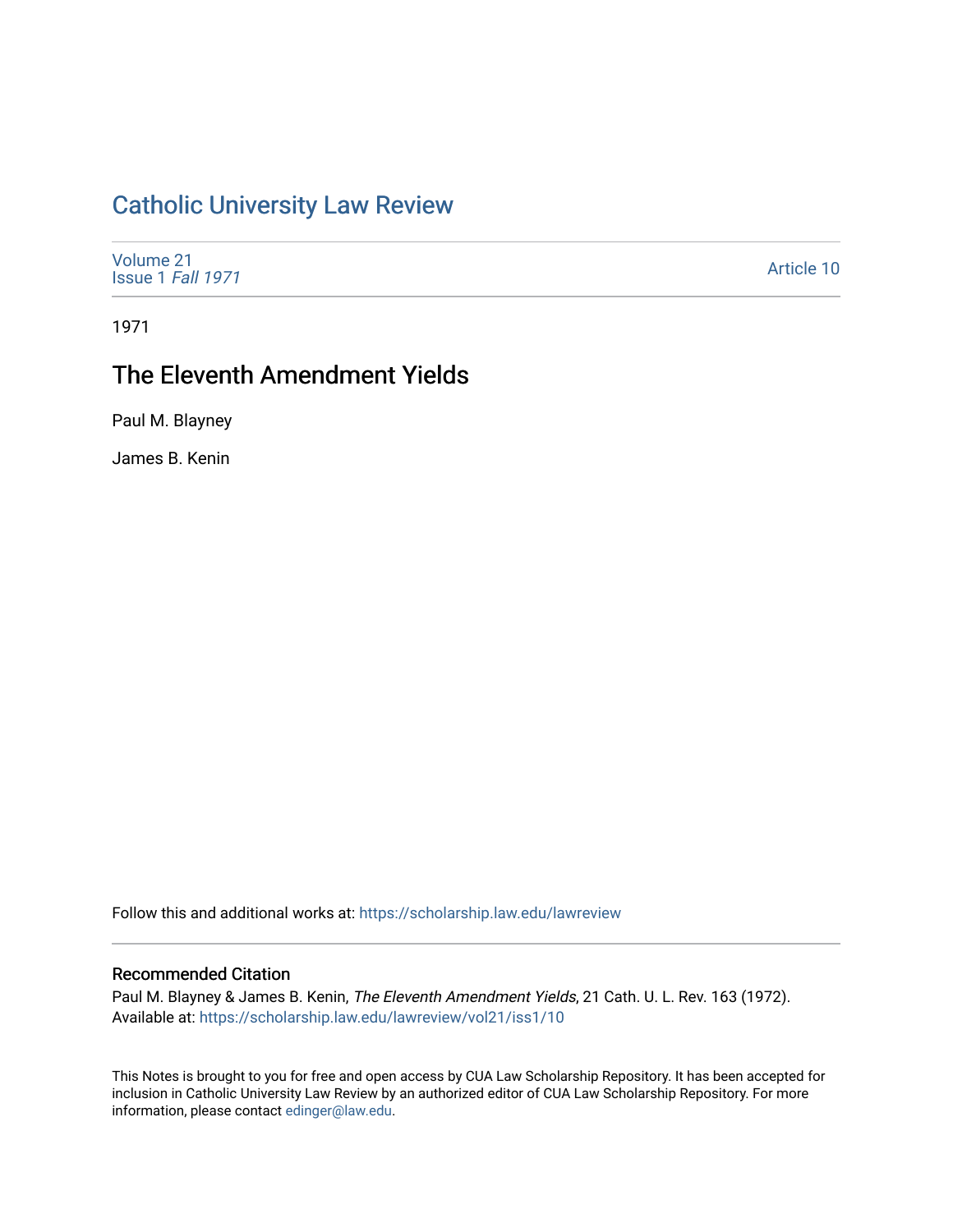# Catholic University Law Review

Volume 21
Issue 1 *Fall 1971*

Article 10

1971

## The Eleventh Amendment Yields

Paul M. Blayney

James B. Kenin

Follow this and additional works at: https://scholarship.law.edu/lawreview

### Recommended Citation

Paul M. Blayney & James B. Kenin, *The Eleventh Amendment Yields*, 21 Cath. U. L. Rev. 163 (1972).
Available at: https://scholarship.law.edu/lawreview/vol21/iss1/10

This Notes is brought to you for free and open access by CUA Law Scholarship Repository. It has been accepted for inclusion in Catholic University Law Review by an authorized editor of CUA Law Scholarship Repository. For more information, please contact edinger@law.edu.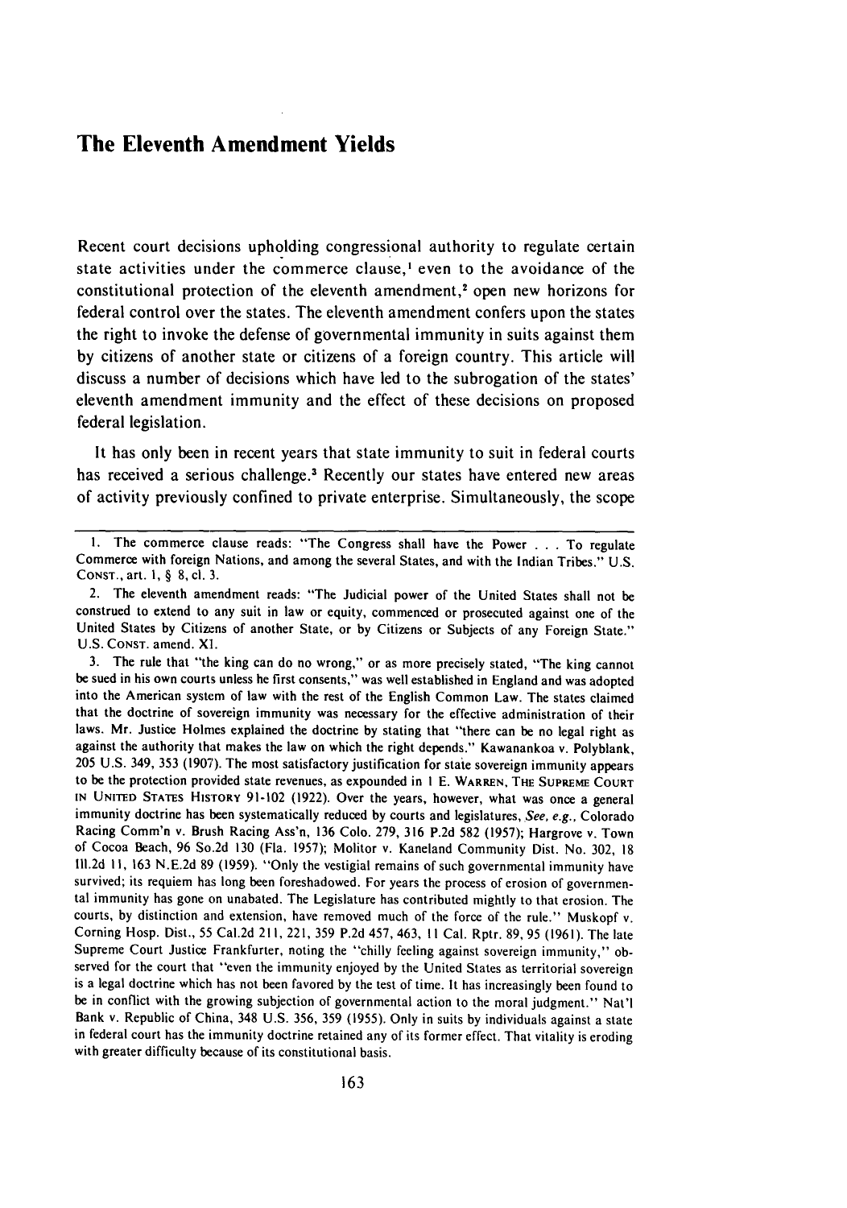# The Eleventh Amendment Yields

Recent court decisions upholding congressional authority to regulate certain state activities under the commerce clause,[1] even to the avoidance of the constitutional protection of the eleventh amendment,[2] open new horizons for federal control over the states. The eleventh amendment confers upon the states the right to invoke the defense of governmental immunity in suits against them by citizens of another state or citizens of a foreign country. This article will discuss a number of decisions which have led to the subrogation of the states' eleventh amendment immunity and the effect of these decisions on proposed federal legislation.

It has only been in recent years that state immunity to suit in federal courts has received a serious challenge.[3] Recently our states have entered new areas of activity previously confined to private enterprise. Simultaneously, the scope

---

1. The commerce clause reads: "The Congress shall have the Power . . . To regulate Commerce with foreign Nations, and among the several States, and with the Indian Tribes." U.S. CONST., art. 1, § 8, cl. 3.

2. The eleventh amendment reads: "The Judicial power of the United States shall not be construed to extend to any suit in law or equity, commenced or prosecuted against one of the United States by Citizens of another State, or by Citizens or Subjects of any Foreign State." U.S. CONST. amend. XI.

3. The rule that "the king can do no wrong," or as more precisely stated, "The king cannot be sued in his own courts unless he first consents," was well established in England and was adopted into the American system of law with the rest of the English Common Law. The states claimed that the doctrine of sovereign immunity was necessary for the effective administration of their laws. Mr. Justice Holmes explained the doctrine by stating that "there can be no legal right as against the authority that makes the law on which the right depends." Kawanankoa v. Polyblank, 205 U.S. 349, 353 (1907). The most satisfactory justification for state sovereign immunity appears to be the protection provided state revenues, as expounded in 1 E. WARREN, THE SUPREME COURT IN UNITED STATES HISTORY 91-102 (1922). Over the years, however, what was once a general immunity doctrine has been systematically reduced by courts and legislatures, *See, e.g.*, Colorado Racing Comm'n v. Brush Racing Ass'n, 136 Colo. 279, 316 P.2d 582 (1957); Hargrove v. Town of Cocoa Beach, 96 So.2d 130 (Fla. 1957); Molitor v. Kaneland Community Dist. No. 302, 18 Ill.2d 11, 163 N.E.2d 89 (1959). "Only the vestigial remains of such governmental immunity have survived; its requiem has long been foreshadowed. For years the process of erosion of governmental immunity has gone on unabated. The Legislature has contributed mightly to that erosion. The courts, by distinction and extension, have removed much of the force of the rule." Muskopf v. Corning Hosp. Dist., 55 Cal.2d 211, 221, 359 P.2d 457, 463, 11 Cal. Rptr. 89, 95 (1961). The late Supreme Court Justice Frankfurter, noting the "chilly feeling against sovereign immunity," observed for the court that "even the immunity enjoyed by the United States as territorial sovereign is a legal doctrine which has not been favored by the test of time. It has increasingly been found to be in conflict with the growing subjection of governmental action to the moral judgment." Nat'l Bank v. Republic of China, 348 U.S. 356, 359 (1955). Only in suits by individuals against a state in federal court has the immunity doctrine retained any of its former effect. That vitality is eroding with greater difficulty because of its constitutional basis.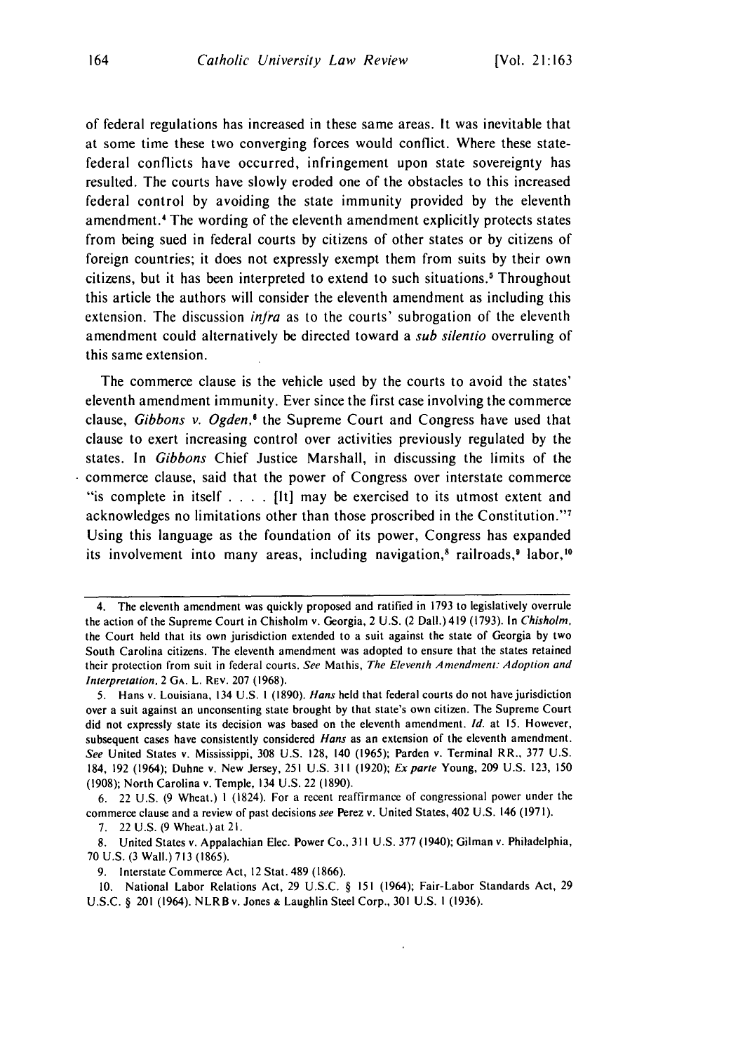of federal regulations has increased in these same areas. It was inevitable that at some time these two converging forces would conflict. Where these state-federal conflicts have occurred, infringement upon state sovereignty has resulted. The courts have slowly eroded one of the obstacles to this increased federal control by avoiding the state immunity provided by the eleventh amendment.[4] The wording of the eleventh amendment explicitly protects states from being sued in federal courts by citizens of other states or by citizens of foreign countries; it does not expressly exempt them from suits by their own citizens, but it has been interpreted to extend to such situations.[5] Throughout this article the authors will consider the eleventh amendment as including this extension. The discussion *infra* as to the courts' subrogation of the eleventh amendment could alternatively be directed toward a *sub silentio* overruling of this same extension.

The commerce clause is the vehicle used by the courts to avoid the states' eleventh amendment immunity. Ever since the first case involving the commerce clause, *Gibbons v. Ogden*,[6] the Supreme Court and Congress have used that clause to exert increasing control over activities previously regulated by the states. In *Gibbons* Chief Justice Marshall, in discussing the limits of the commerce clause, said that the power of Congress over interstate commerce "is complete in itself . . . . [It] may be exercised to its utmost extent and acknowledges no limitations other than those proscribed in the Constitution."[7] Using this language as the foundation of its power, Congress has expanded its involvement into many areas, including navigation,[8] railroads,[9] labor,[10]

---

4. The eleventh amendment was quickly proposed and ratified in 1793 to legislatively overrule the action of the Supreme Court in Chisholm v. Georgia, 2 U.S. (2 Dall.) 419 (1793). In *Chisholm*, the Court held that its own jurisdiction extended to a suit against the state of Georgia by two South Carolina citizens. The eleventh amendment was adopted to ensure that the states retained their protection from suit in federal courts. *See* Mathis, *The Eleventh Amendment: Adoption and Interpretation*, 2 GA. L. REV. 207 (1968).

5. Hans v. Louisiana, 134 U.S. 1 (1890). *Hans* held that federal courts do not have jurisdiction over a suit against an unconsenting state brought by that state's own citizen. The Supreme Court did not expressly state its decision was based on the eleventh amendment. *Id.* at 15. However, subsequent cases have consistently considered *Hans* as an extension of the eleventh amendment. *See* United States v. Mississippi, 308 U.S. 128, 140 (1965); Parden v. Terminal RR., 377 U.S. 184, 192 (1964); Duhne v. New Jersey, 251 U.S. 311 (1920); *Ex parte* Young, 209 U.S. 123, 150 (1908); North Carolina v. Temple, 134 U.S. 22 (1890).

6. 22 U.S. (9 Wheat.) 1 (1824). For a recent reaffirmance of congressional power under the commerce clause and a review of past decisions *see* Perez v. United States, 402 U.S. 146 (1971).

7. 22 U.S. (9 Wheat.) at 21.

8. United States v. Appalachian Elec. Power Co., 311 U.S. 377 (1940); Gilman v. Philadelphia, 70 U.S. (3 Wall.) 713 (1865).

9. Interstate Commerce Act, 12 Stat. 489 (1866).

10. National Labor Relations Act, 29 U.S.C. § 151 (1964); Fair-Labor Standards Act, 29 U.S.C. § 201 (1964). NLRB v. Jones & Laughlin Steel Corp., 301 U.S. 1 (1936).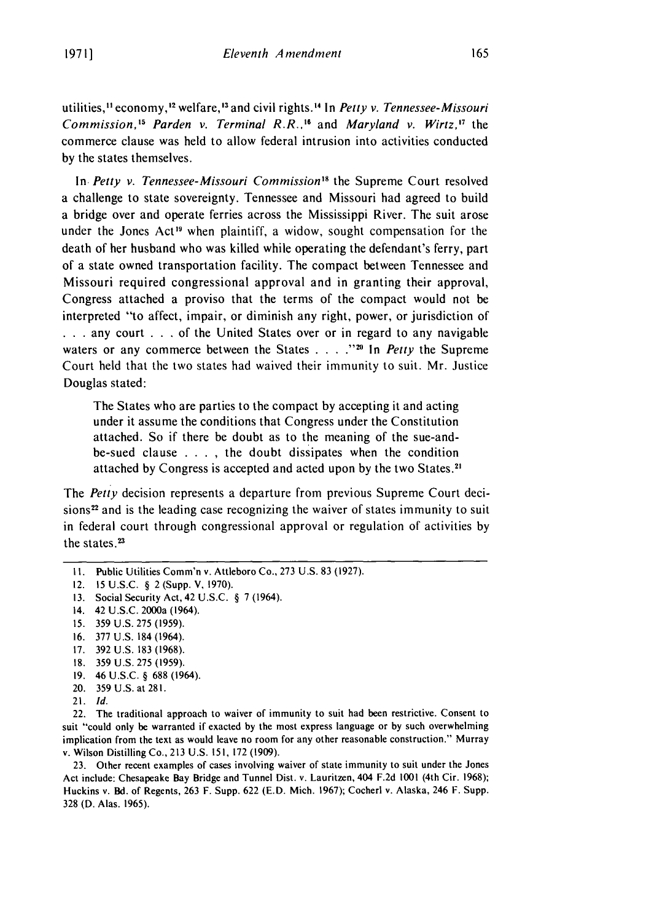utilities,[11] economy,[12] welfare,[13] and civil rights.[14] In *Petty v. Tennessee-Missouri Commission*,[15] *Parden v. Terminal R.R.*,[16] and *Maryland v. Wirtz*,[17] the commerce clause was held to allow federal intrusion into activities conducted by the states themselves.

In *Petty v. Tennessee-Missouri Commission*[18] the Supreme Court resolved a challenge to state sovereignty. Tennessee and Missouri had agreed to build a bridge over and operate ferries across the Mississippi River. The suit arose under the Jones Act[19] when plaintiff, a widow, sought compensation for the death of her husband who was killed while operating the defendant's ferry, part of a state owned transportation facility. The compact between Tennessee and Missouri required congressional approval and in granting their approval, Congress attached a proviso that the terms of the compact would not be interpreted "to affect, impair, or diminish any right, power, or jurisdiction of . . . any court . . . of the United States over or in regard to any navigable waters or any commerce between the States . . . ."[20] In *Petty* the Supreme Court held that the two states had waived their immunity to suit. Mr. Justice Douglas stated:

> The States who are parties to the compact by accepting it and acting under it assume the conditions that Congress under the Constitution attached. So if there be doubt as to the meaning of the sue-and-be-sued clause . . . , the doubt dissipates when the condition attached by Congress is accepted and acted upon by the two States.[21]

The *Petty* decision represents a departure from previous Supreme Court decisions[22] and is the leading case recognizing the waiver of states immunity to suit in federal court through congressional approval or regulation of activities by the states.[23]

---

11. Public Utilities Comm'n v. Attleboro Co., 273 U.S. 83 (1927).
12. 15 U.S.C. § 2 (Supp. V, 1970).
13. Social Security Act, 42 U.S.C. § 7 (1964).
14. 42 U.S.C. 2000a (1964).
15. 359 U.S. 275 (1959).
16. 377 U.S. 184 (1964).
17. 392 U.S. 183 (1968).
18. 359 U.S. 275 (1959).
19. 46 U.S.C. § 688 (1964).
20. 359 U.S. at 281.
21. *Id.*
22. The traditional approach to waiver of immunity to suit had been restrictive. Consent to suit "could only be warranted if exacted by the most express language or by such overwhelming implication from the text as would leave no room for any other reasonable construction." Murray v. Wilson Distilling Co., 213 U.S. 151, 172 (1909).
23. Other recent examples of cases involving waiver of state immunity to suit under the Jones Act include: Chesapeake Bay Bridge and Tunnel Dist. v. Lauritzen, 404 F.2d 1001 (4th Cir. 1968); Huckins v. Bd. of Regents, 263 F. Supp. 622 (E.D. Mich. 1967); Cocherl v. Alaska, 246 F. Supp. 328 (D. Alas. 1965).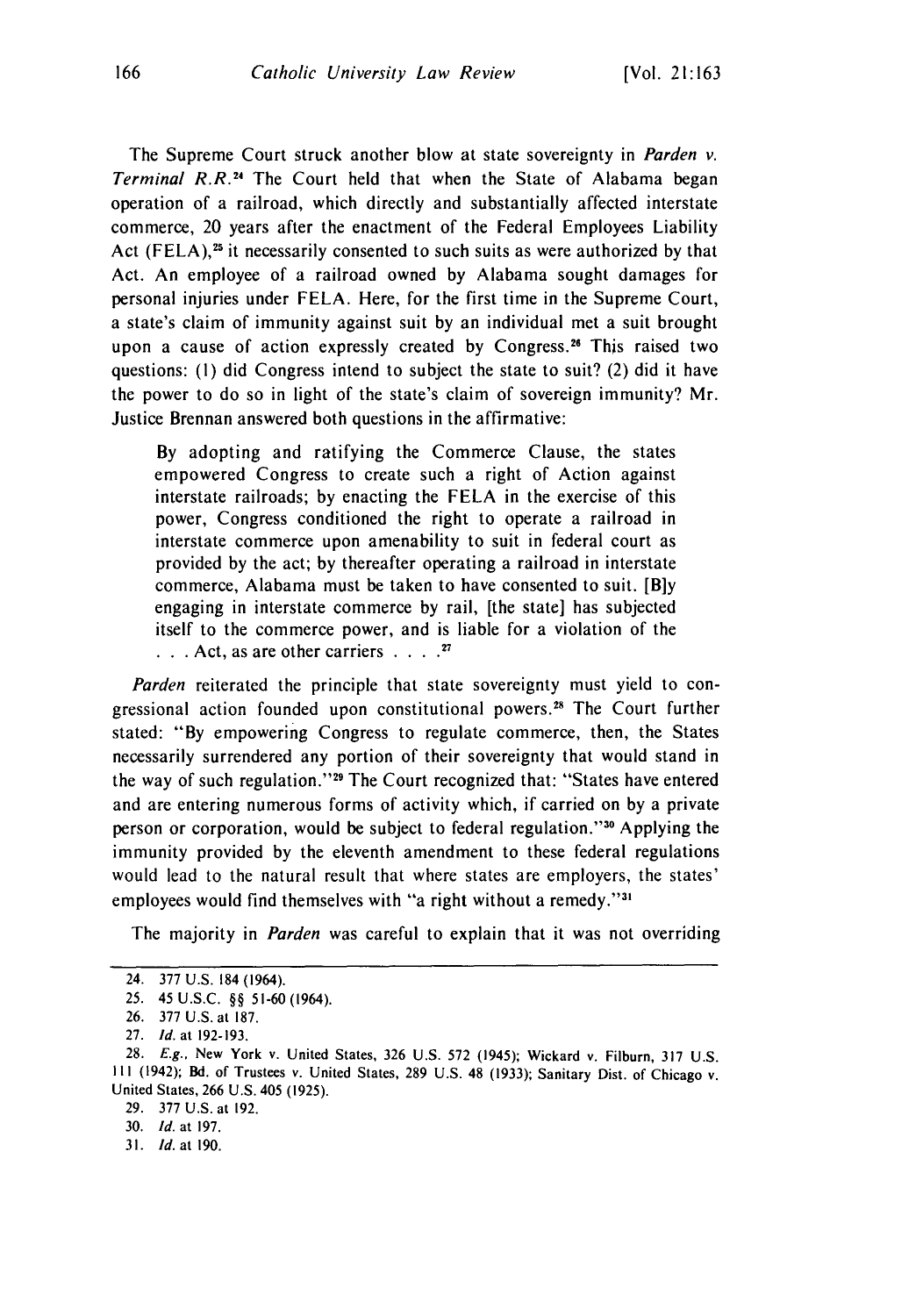The Supreme Court struck another blow at state sovereignty in *Parden v. Terminal R.R.*[24] The Court held that when the State of Alabama began operation of a railroad, which directly and substantially affected interstate commerce, 20 years after the enactment of the Federal Employees Liability Act (FELA),[25] it necessarily consented to such suits as were authorized by that Act. An employee of a railroad owned by Alabama sought damages for personal injuries under FELA. Here, for the first time in the Supreme Court, a state's claim of immunity against suit by an individual met a suit brought upon a cause of action expressly created by Congress.[26] This raised two questions: (1) did Congress intend to subject the state to suit? (2) did it have the power to do so in light of the state's claim of sovereign immunity? Mr. Justice Brennan answered both questions in the affirmative:

> By adopting and ratifying the Commerce Clause, the states empowered Congress to create such a right of Action against interstate railroads; by enacting the FELA in the exercise of this power, Congress conditioned the right to operate a railroad in interstate commerce upon amenability to suit in federal court as provided by the act; by thereafter operating a railroad in interstate commerce, Alabama must be taken to have consented to suit. [B]y engaging in interstate commerce by rail, [the state] has subjected itself to the commerce power, and is liable for a violation of the . . . Act, as are other carriers . . . .[27]

*Parden* reiterated the principle that state sovereignty must yield to congressional action founded upon constitutional powers.[28] The Court further stated: "By empowering Congress to regulate commerce, then, the States necessarily surrendered any portion of their sovereignty that would stand in the way of such regulation."[29] The Court recognized that: "States have entered and are entering numerous forms of activity which, if carried on by a private person or corporation, would be subject to federal regulation."[30] Applying the immunity provided by the eleventh amendment to these federal regulations would lead to the natural result that where states are employers, the states' employees would find themselves with "a right without a remedy."[31]

The majority in *Parden* was careful to explain that it was not overriding

---

24. 377 U.S. 184 (1964).

25. 45 U.S.C. §§ 51-60 (1964).

26. 377 U.S. at 187.

27. *Id.* at 192-193.

28. *E.g.*, New York v. United States, 326 U.S. 572 (1945); Wickard v. Filburn, 317 U.S. 111 (1942); Bd. of Trustees v. United States, 289 U.S. 48 (1933); Sanitary Dist. of Chicago v. United States, 266 U.S. 405 (1925).

29. 377 U.S. at 192.

30. *Id.* at 197.

31. *Id.* at 190.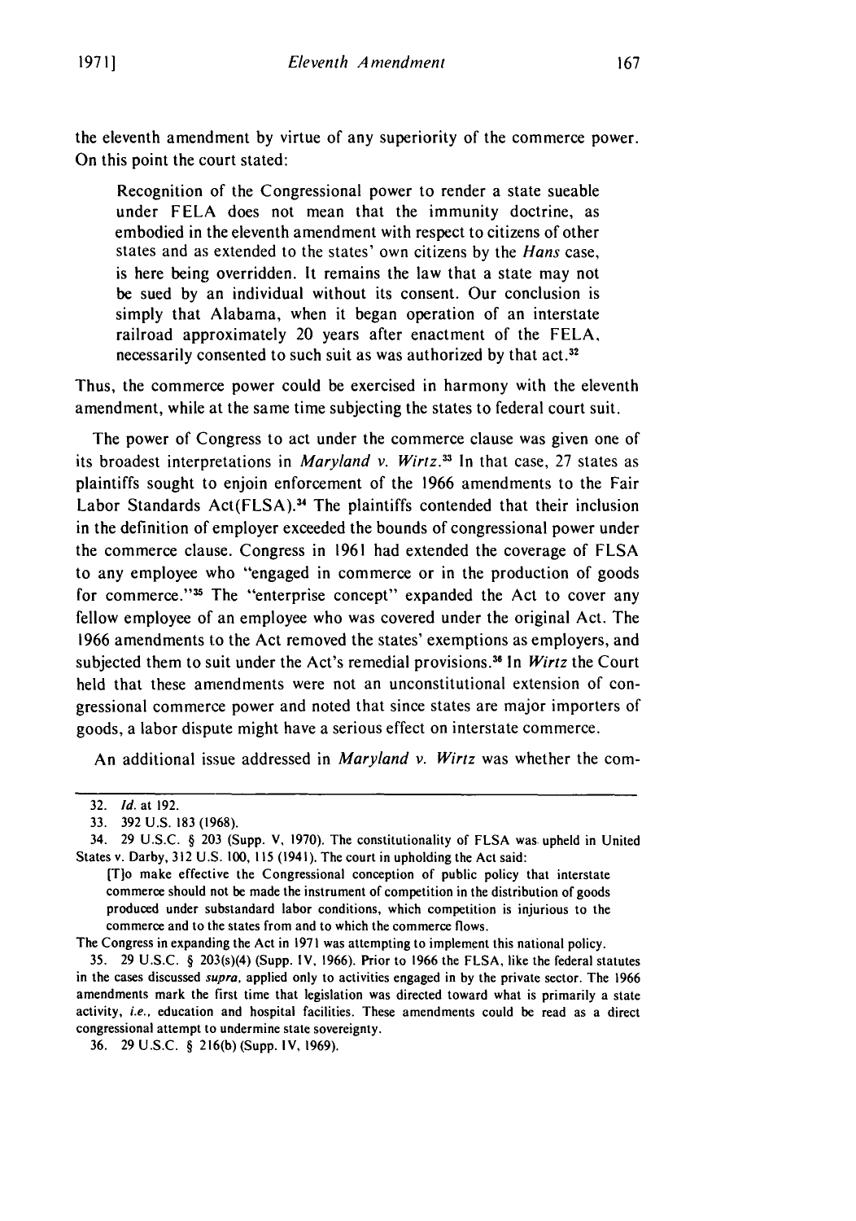the eleventh amendment by virtue of any superiority of the commerce power. On this point the court stated:

> Recognition of the Congressional power to render a state sueable under FELA does not mean that the immunity doctrine, as embodied in the eleventh amendment with respect to citizens of other states and as extended to the states' own citizens by the *Hans* case, is here being overridden. It remains the law that a state may not be sued by an individual without its consent. Our conclusion is simply that Alabama, when it began operation of an interstate railroad approximately 20 years after enactment of the FELA, necessarily consented to such suit as was authorized by that act.[32]

Thus, the commerce power could be exercised in harmony with the eleventh amendment, while at the same time subjecting the states to federal court suit.

The power of Congress to act under the commerce clause was given one of its broadest interpretations in *Maryland v. Wirtz*.[33] In that case, 27 states as plaintiffs sought to enjoin enforcement of the 1966 amendments to the Fair Labor Standards Act(FLSA).[34] The plaintiffs contended that their inclusion in the definition of employer exceeded the bounds of congressional power under the commerce clause. Congress in 1961 had extended the coverage of FLSA to any employee who "engaged in commerce or in the production of goods for commerce."[35] The "enterprise concept" expanded the Act to cover any fellow employee of an employee who was covered under the original Act. The 1966 amendments to the Act removed the states' exemptions as employers, and subjected them to suit under the Act's remedial provisions.[36] In *Wirtz* the Court held that these amendments were not an unconstitutional extension of congressional commerce power and noted that since states are major importers of goods, a labor dispute might have a serious effect on interstate commerce.

An additional issue addressed in *Maryland v. Wirtz* was whether the com-

---

32. *Id.* at 192.

33. 392 U.S. 183 (1968).

34. 29 U.S.C. § 203 (Supp. V, 1970). The constitutionality of FLSA was upheld in United States v. Darby, 312 U.S. 100, 115 (1941). The court in upholding the Act said:

> [T]o make effective the Congressional conception of public policy that interstate commerce should not be made the instrument of competition in the distribution of goods produced under substandard labor conditions, which competition is injurious to the commerce and to the states from and to which the commerce flows.

The Congress in expanding the Act in 1971 was attempting to implement this national policy.

35. 29 U.S.C. § 203(s)(4) (Supp. IV, 1966). Prior to 1966 the FLSA, like the federal statutes in the cases discussed *supra*, applied only to activities engaged in by the private sector. The 1966 amendments mark the first time that legislation was directed toward what is primarily a state activity, *i.e.*, education and hospital facilities. These amendments could be read as a direct congressional attempt to undermine state sovereignty.

36. 29 U.S.C. § 216(b) (Supp. IV, 1969).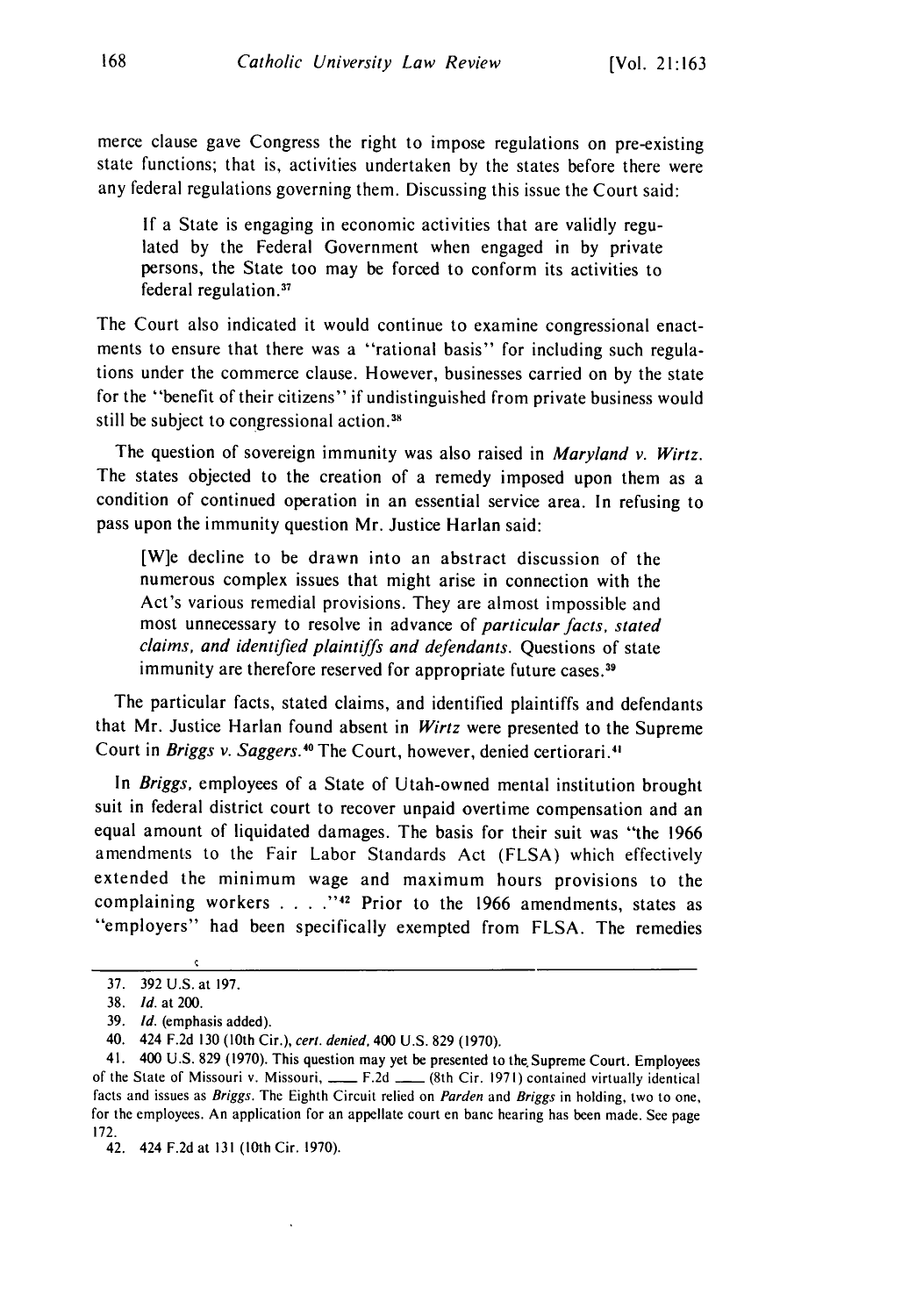merce clause gave Congress the right to impose regulations on pre-existing state functions; that is, activities undertaken by the states before there were any federal regulations governing them. Discussing this issue the Court said:

> If a State is engaging in economic activities that are validly regulated by the Federal Government when engaged in by private persons, the State too may be forced to conform its activities to federal regulation.[37]

The Court also indicated it would continue to examine congressional enactments to ensure that there was a "rational basis" for including such regulations under the commerce clause. However, businesses carried on by the state for the "benefit of their citizens" if undistinguished from private business would still be subject to congressional action.[38]

The question of sovereign immunity was also raised in *Maryland v. Wirtz*. The states objected to the creation of a remedy imposed upon them as a condition of continued operation in an essential service area. In refusing to pass upon the immunity question Mr. Justice Harlan said:

> [W]e decline to be drawn into an abstract discussion of the numerous complex issues that might arise in connection with the Act's various remedial provisions. They are almost impossible and most unnecessary to resolve in advance of *particular facts, stated claims, and identified plaintiffs and defendants*. Questions of state immunity are therefore reserved for appropriate future cases.[39]

The particular facts, stated claims, and identified plaintiffs and defendants that Mr. Justice Harlan found absent in *Wirtz* were presented to the Supreme Court in *Briggs v. Saggers*.[40] The Court, however, denied certiorari.[41]

In *Briggs*, employees of a State of Utah-owned mental institution brought suit in federal district court to recover unpaid overtime compensation and an equal amount of liquidated damages. The basis for their suit was "the 1966 amendments to the Fair Labor Standards Act (FLSA) which effectively extended the minimum wage and maximum hours provisions to the complaining workers . . . ."[42] Prior to the 1966 amendments, states as "employers" had been specifically exempted from FLSA. The remedies

---

37. 392 U.S. at 197.

38. *Id.* at 200.

39. *Id.* (emphasis added).

40. 424 F.2d 130 (10th Cir.), *cert. denied*, 400 U.S. 829 (1970).

41. 400 U.S. 829 (1970). This question may yet be presented to the Supreme Court. Employees of the State of Missouri v. Missouri, \_\_\_\_ F.2d \_\_\_\_ (8th Cir. 1971) contained virtually identical facts and issues as *Briggs*. The Eighth Circuit relied on *Parden* and *Briggs* in holding, two to one, for the employees. An application for an appellate court en banc hearing has been made. See page 172.

42. 424 F.2d at 131 (10th Cir. 1970).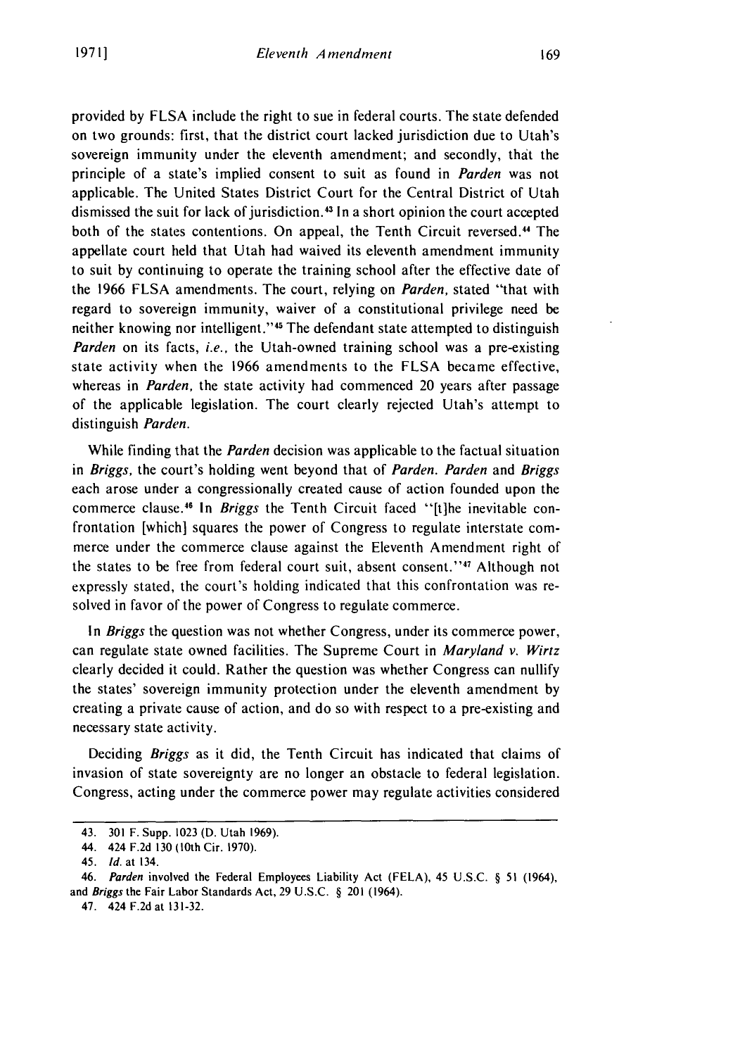provided by FLSA include the right to sue in federal courts. The state defended on two grounds: first, that the district court lacked jurisdiction due to Utah's sovereign immunity under the eleventh amendment; and secondly, that the principle of a state's implied consent to suit as found in *Parden* was not applicable. The United States District Court for the Central District of Utah dismissed the suit for lack of jurisdiction.[43] In a short opinion the court accepted both of the states contentions. On appeal, the Tenth Circuit reversed.[44] The appellate court held that Utah had waived its eleventh amendment immunity to suit by continuing to operate the training school after the effective date of the 1966 FLSA amendments. The court, relying on *Parden*, stated "that with regard to sovereign immunity, waiver of a constitutional privilege need be neither knowing nor intelligent."[45] The defendant state attempted to distinguish *Parden* on its facts, *i.e.*, the Utah-owned training school was a pre-existing state activity when the 1966 amendments to the FLSA became effective, whereas in *Parden*, the state activity had commenced 20 years after passage of the applicable legislation. The court clearly rejected Utah's attempt to distinguish *Parden*.

While finding that the *Parden* decision was applicable to the factual situation in *Briggs*, the court's holding went beyond that of *Parden*. *Parden* and *Briggs* each arose under a congressionally created cause of action founded upon the commerce clause.[46] In *Briggs* the Tenth Circuit faced "[t]he inevitable confrontation [which] squares the power of Congress to regulate interstate commerce under the commerce clause against the Eleventh Amendment right of the states to be free from federal court suit, absent consent."[47] Although not expressly stated, the court's holding indicated that this confrontation was resolved in favor of the power of Congress to regulate commerce.

In *Briggs* the question was not whether Congress, under its commerce power, can regulate state owned facilities. The Supreme Court in *Maryland v. Wirtz* clearly decided it could. Rather the question was whether Congress can nullify the states' sovereign immunity protection under the eleventh amendment by creating a private cause of action, and do so with respect to a pre-existing and necessary state activity.

Deciding *Briggs* as it did, the Tenth Circuit has indicated that claims of invasion of state sovereignty are no longer an obstacle to federal legislation. Congress, acting under the commerce power may regulate activities considered

---

43. 301 F. Supp. 1023 (D. Utah 1969).

44. 424 F.2d 130 (10th Cir. 1970).

45. *Id.* at 134.

46. *Parden* involved the Federal Employees Liability Act (FELA), 45 U.S.C. § 51 (1964), and *Briggs* the Fair Labor Standards Act, 29 U.S.C. § 201 (1964).

47. 424 F.2d at 131-32.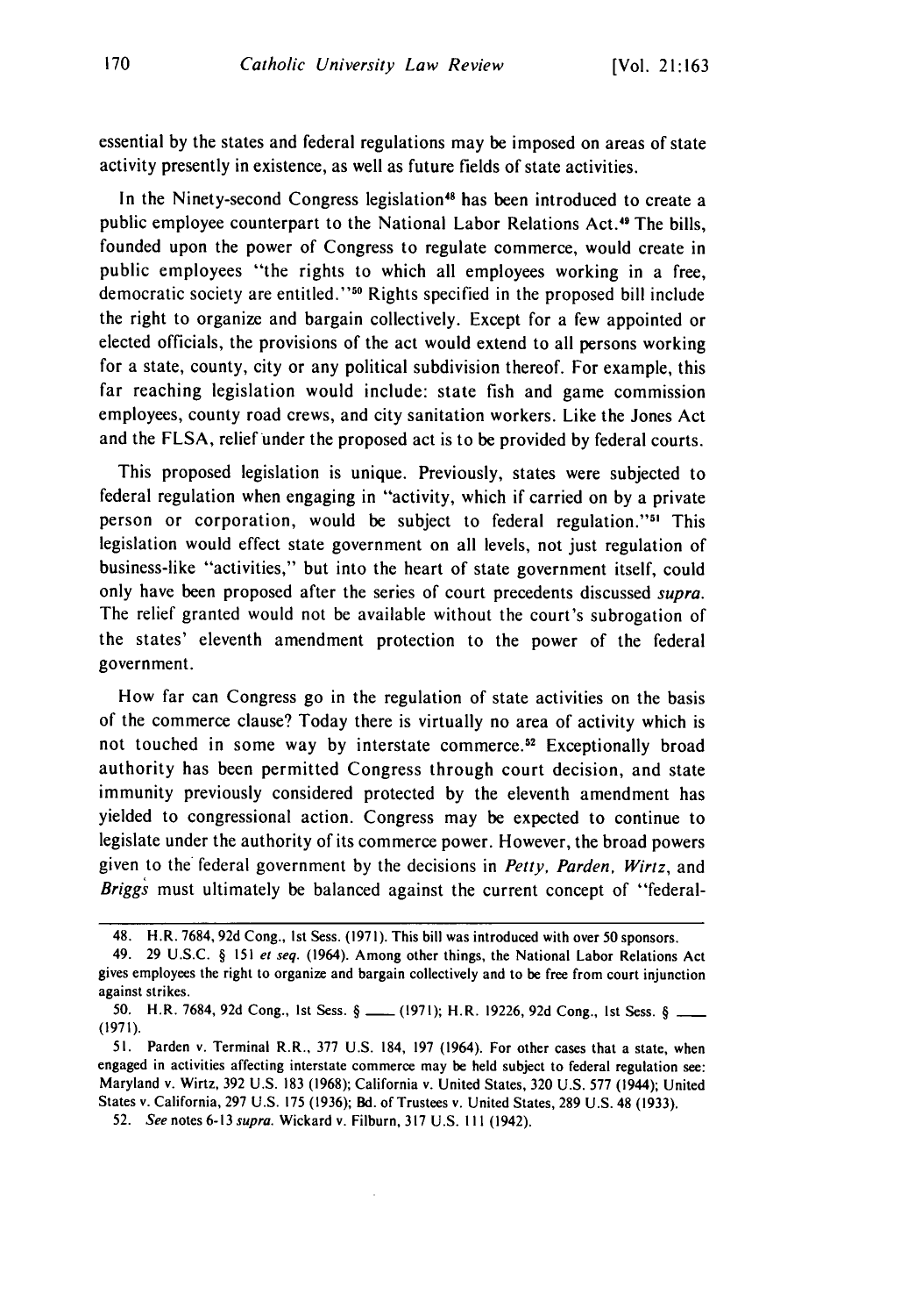essential by the states and federal regulations may be imposed on areas of state activity presently in existence, as well as future fields of state activities.

In the Ninety-second Congress legislation[48] has been introduced to create a public employee counterpart to the National Labor Relations Act.[49] The bills, founded upon the power of Congress to regulate commerce, would create in public employees "the rights to which all employees working in a free, democratic society are entitled."[50] Rights specified in the proposed bill include the right to organize and bargain collectively. Except for a few appointed or elected officials, the provisions of the act would extend to all persons working for a state, county, city or any political subdivision thereof. For example, this far reaching legislation would include: state fish and game commission employees, county road crews, and city sanitation workers. Like the Jones Act and the FLSA, relief under the proposed act is to be provided by federal courts.

This proposed legislation is unique. Previously, states were subjected to federal regulation when engaging in "activity, which if carried on by a private person or corporation, would be subject to federal regulation."[51] This legislation would effect state government on all levels, not just regulation of business-like "activities," but into the heart of state government itself, could only have been proposed after the series of court precedents discussed *supra*. The relief granted would not be available without the court's subrogation of the states' eleventh amendment protection to the power of the federal government.

How far can Congress go in the regulation of state activities on the basis of the commerce clause? Today there is virtually no area of activity which is not touched in some way by interstate commerce.[52] Exceptionally broad authority has been permitted Congress through court decision, and state immunity previously considered protected by the eleventh amendment has yielded to congressional action. Congress may be expected to continue to legislate under the authority of its commerce power. However, the broad powers given to the federal government by the decisions in *Petty, Parden, Wirtz*, and *Briggs* must ultimately be balanced against the current concept of "federal-

---

48. H.R. 7684, 92d Cong., 1st Sess. (1971). This bill was introduced with over 50 sponsors.

49. 29 U.S.C. § 151 *et seq.* (1964). Among other things, the National Labor Relations Act gives employees the right to organize and bargain collectively and to be free from court injunction against strikes.

50. H.R. 7684, 92d Cong., 1st Sess. § ___ (1971); H.R. 19226, 92d Cong., 1st Sess. § ___ (1971).

51. Parden v. Terminal R.R., 377 U.S. 184, 197 (1964). For other cases that a state, when engaged in activities affecting interstate commerce may be held subject to federal regulation see: Maryland v. Wirtz, 392 U.S. 183 (1968); California v. United States, 320 U.S. 577 (1944); United States v. California, 297 U.S. 175 (1936); Bd. of Trustees v. United States, 289 U.S. 48 (1933).

52. *See* notes 6-13 *supra*. Wickard v. Filburn, 317 U.S. 111 (1942).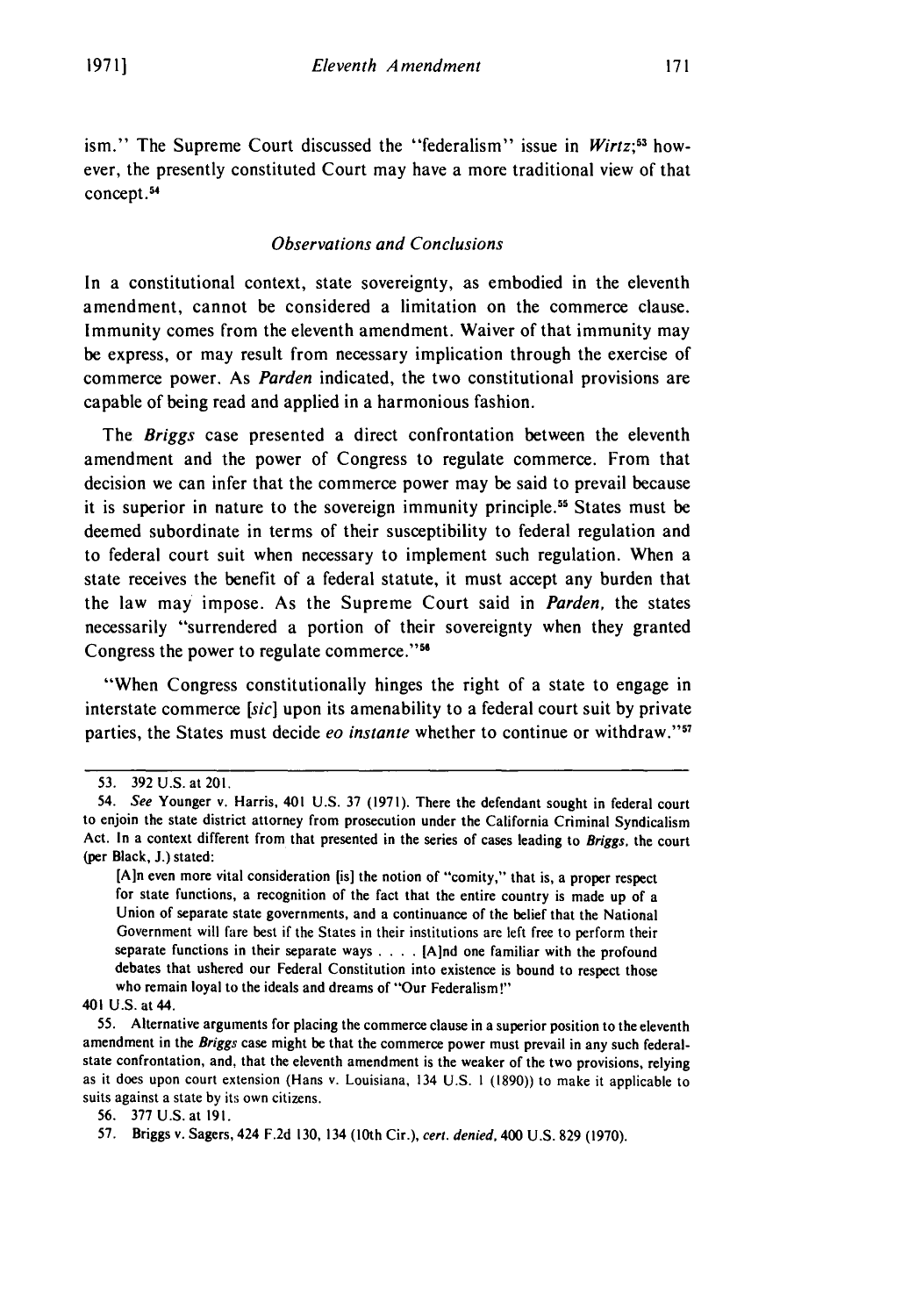ism." The Supreme Court discussed the "federalism" issue in *Wirtz*;[53] however, the presently constituted Court may have a more traditional view of that concept.[54]

### *Observations and Conclusions*

In a constitutional context, state sovereignty, as embodied in the eleventh amendment, cannot be considered a limitation on the commerce clause. Immunity comes from the eleventh amendment. Waiver of that immunity may be express, or may result from necessary implication through the exercise of commerce power. As *Parden* indicated, the two constitutional provisions are capable of being read and applied in a harmonious fashion.

The *Briggs* case presented a direct confrontation between the eleventh amendment and the power of Congress to regulate commerce. From that decision we can infer that the commerce power may be said to prevail because it is superior in nature to the sovereign immunity principle.[55] States must be deemed subordinate in terms of their susceptibility to federal regulation and to federal court suit when necessary to implement such regulation. When a state receives the benefit of a federal statute, it must accept any burden that the law may impose. As the Supreme Court said in *Parden*, the states necessarily "surrendered a portion of their sovereignty when they granted Congress the power to regulate commerce."[56]

"When Congress constitutionally hinges the right of a state to engage in interstate commerce [*sic*] upon its amenability to a federal court suit by private parties, the States must decide *eo instante* whether to continue or withdraw."[57]

---

53. 392 U.S. at 201.

54. *See* Younger v. Harris, 401 U.S. 37 (1971). There the defendant sought in federal court to enjoin the state district attorney from prosecution under the California Criminal Syndicalism Act. In a context different from that presented in the series of cases leading to *Briggs*, the court (per Black, J.) stated:

> [A]n even more vital consideration [is] the notion of "comity," that is, a proper respect for state functions, a recognition of the fact that the entire country is made up of a Union of separate state governments, and a continuance of the belief that the National Government will fare best if the States in their institutions are left free to perform their separate functions in their separate ways . . . . [A]nd one familiar with the profound debates that ushered our Federal Constitution into existence is bound to respect those who remain loyal to the ideals and dreams of "Our Federalism!"

401 U.S. at 44.

55. Alternative arguments for placing the commerce clause in a superior position to the eleventh amendment in the *Briggs* case might be that the commerce power must prevail in any such federal-state confrontation, and, that the eleventh amendment is the weaker of the two provisions, relying as it does upon court extension (Hans v. Louisiana, 134 U.S. 1 (1890)) to make it applicable to suits against a state by its own citizens.

56. 377 U.S. at 191.

57. Briggs v. Sagers, 424 F.2d 130, 134 (10th Cir.), *cert. denied*, 400 U.S. 829 (1970).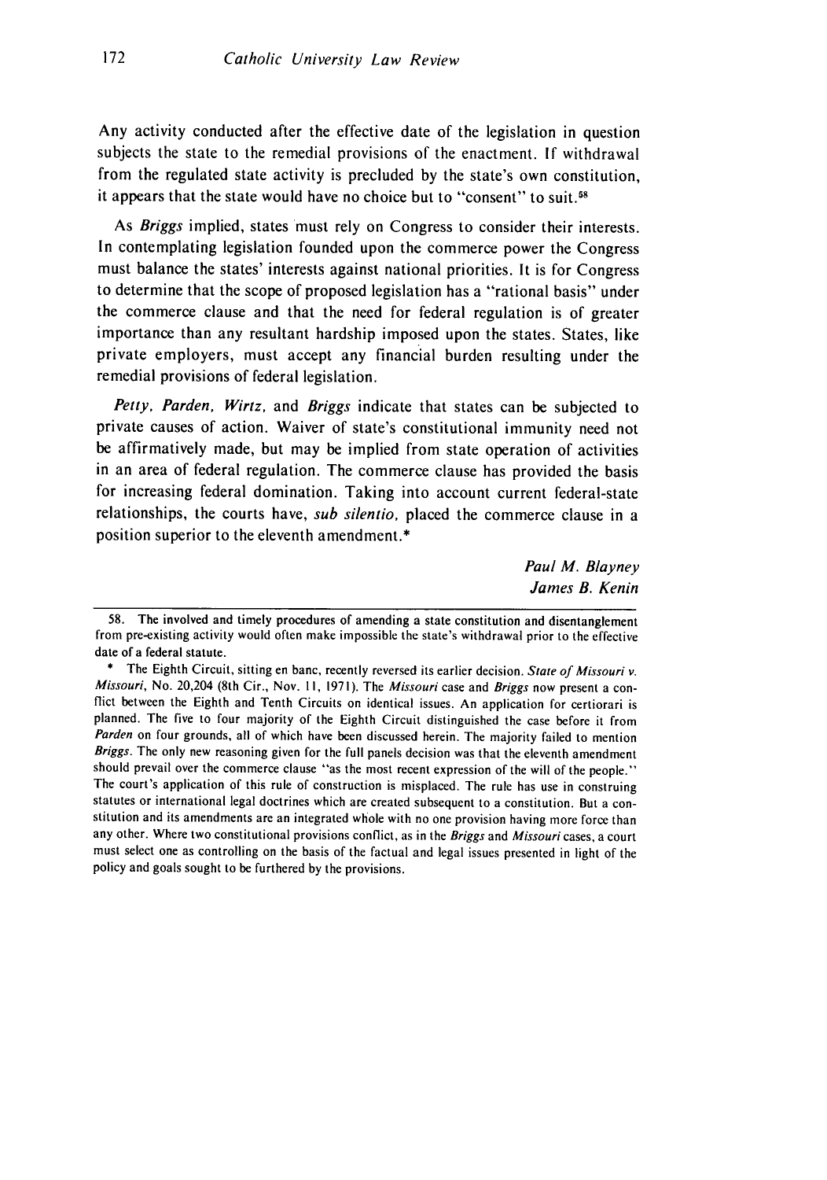Any activity conducted after the effective date of the legislation in question subjects the state to the remedial provisions of the enactment. If withdrawal from the regulated state activity is precluded by the state's own constitution, it appears that the state would have no choice but to "consent" to suit.[58]

As *Briggs* implied, states must rely on Congress to consider their interests. In contemplating legislation founded upon the commerce power the Congress must balance the states' interests against national priorities. It is for Congress to determine that the scope of proposed legislation has a "rational basis" under the commerce clause and that the need for federal regulation is of greater importance than any resultant hardship imposed upon the states. States, like private employers, must accept any financial burden resulting under the remedial provisions of federal legislation.

*Petty, Parden, Wirtz,* and *Briggs* indicate that states can be subjected to private causes of action. Waiver of state's constitutional immunity need not be affirmatively made, but may be implied from state operation of activities in an area of federal regulation. The commerce clause has provided the basis for increasing federal domination. Taking into account current federal-state relationships, the courts have, *sub silentio,* placed the commerce clause in a position superior to the eleventh amendment.*

*Paul M. Blayney*
*James B. Kenin*

---

58. The involved and timely procedures of amending a state constitution and disentanglement from pre-existing activity would often make impossible the state's withdrawal prior to the effective date of a federal statute.

\* The Eighth Circuit, sitting en banc, recently reversed its earlier decision. *State of Missouri v. Missouri,* No. 20,204 (8th Cir., Nov. 11, 1971). The *Missouri* case and *Briggs* now present a conflict between the Eighth and Tenth Circuits on identical issues. An application for certiorari is planned. The five to four majority of the Eighth Circuit distinguished the case before it from *Parden* on four grounds, all of which have been discussed herein. The majority failed to mention *Briggs.* The only new reasoning given for the full panels decision was that the eleventh amendment should prevail over the commerce clause "as the most recent expression of the will of the people." The court's application of this rule of construction is misplaced. The rule has use in construing statutes or international legal doctrines which are created subsequent to a constitution. But a constitution and its amendments are an integrated whole with no one provision having more force than any other. Where two constitutional provisions conflict, as in the *Briggs* and *Missouri* cases, a court must select one as controlling on the basis of the factual and legal issues presented in light of the policy and goals sought to be furthered by the provisions.